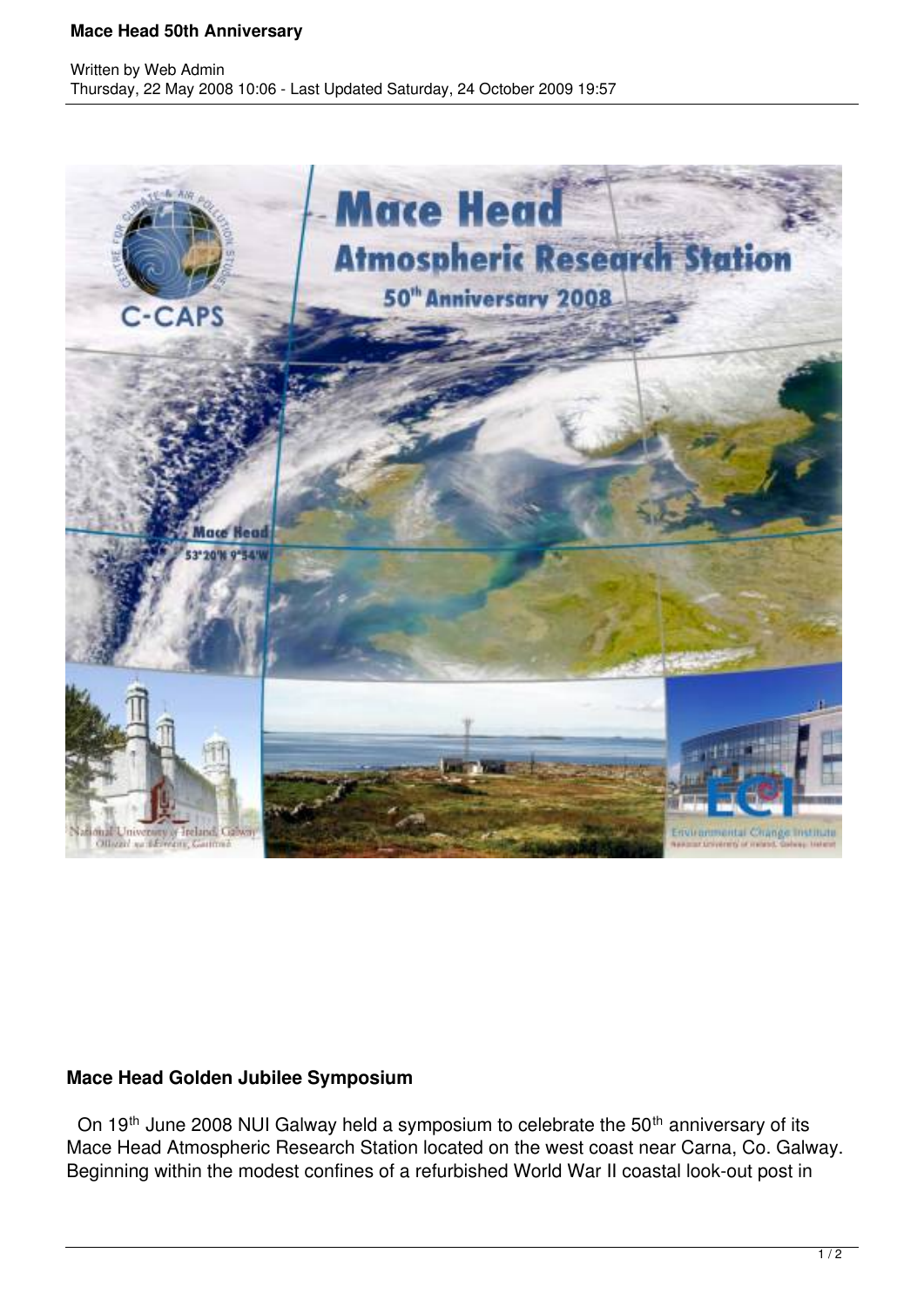# Mace Head 50th Anniversary

Written by Web Admin
Thursday, 22 May 2008 10:06 - Last Updated Saturday, 24 October 2009 19:57

## Mace Head Golden Jubilee Symposium

On 19th June 2008 NUI Galway held a symposium to celebrate the 50th anniversary of its Mace Head Atmospheric Research Station located on the west coast near Carna, Co. Galway. Beginning within the modest confines of a refurbished World War II coastal look-out post in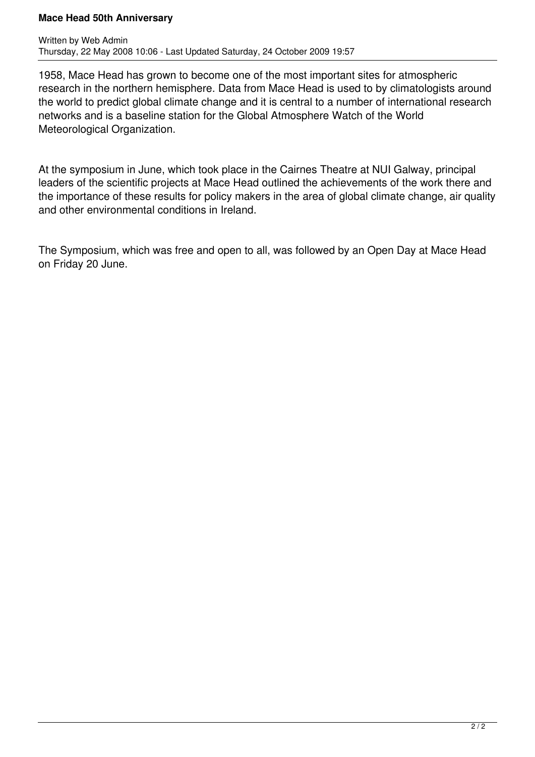1958, Mace Head has grown to become one of the most important sites for atmospheric research in the northern hemisphere. Data from Mace Head is used to by climatologists around the world to predict global climate change and it is central to a number of international research networks and is a baseline station for the Global Atmosphere Watch of the World Meteorological Organization.

At the symposium in June, which took place in the Cairnes Theatre at NUI Galway, principal leaders of the scientific projects at Mace Head outlined the achievements of the work there and the importance of these results for policy makers in the area of global climate change, air quality and other environmental conditions in Ireland.

The Symposium, which was free and open to all, was followed by an Open Day at Mace Head on Friday 20 June.